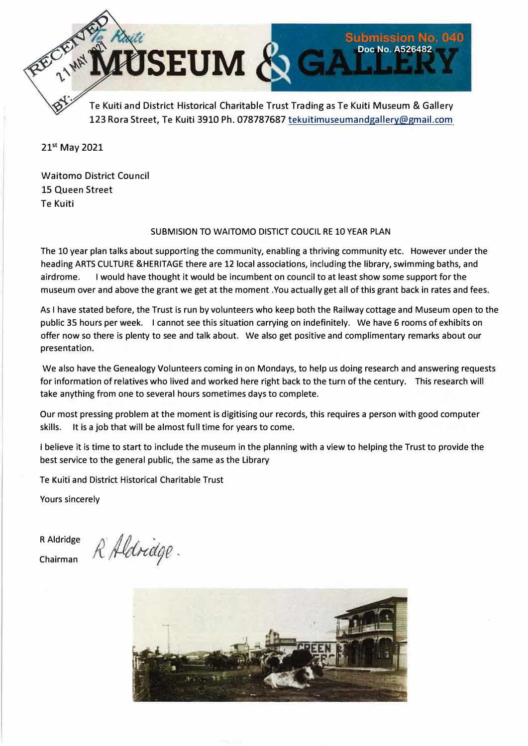Submission No. 040
Doc No. A526482

RECEIVED 21 MAY 2021 BY:

# Te Kuiti MUSEUM & GALLERY

Te Kuiti and District Historical Charitable Trust Trading as Te Kuiti Museum & Gallery
123 Rora Street, Te Kuiti 3910 Ph. 078787687 tekuitimuseumandgallery@gmail.com

21st May 2021

Waitomo District Council
15 Queen Street
Te Kuiti

SUBMISION TO WAITOMO DISTICT COUCIL RE 10 YEAR PLAN

The 10 year plan talks about supporting the community, enabling a thriving community etc. However under the heading ARTS CULTURE &HERITAGE there are 12 local associations, including the library, swimming baths, and airdrome. I would have thought it would be incumbent on council to at least show some support for the museum over and above the grant we get at the moment .You actually get all of this grant back in rates and fees.

As I have stated before, the Trust is run by volunteers who keep both the Railway cottage and Museum open to the public 35 hours per week. I cannot see this situation carrying on indefinitely. We have 6 rooms of exhibits on offer now so there is plenty to see and talk about. We also get positive and complimentary remarks about our presentation.

We also have the Genealogy Volunteers coming in on Mondays, to help us doing research and answering requests for information of relatives who lived and worked here right back to the turn of the century. This research will take anything from one to several hours sometimes days to complete.

Our most pressing problem at the moment is digitising our records, this requires a person with good computer skills. It is a job that will be almost full time for years to come.

I believe it is time to start to include the museum in the planning with a view to helping the Trust to provide the best service to the general public, the same as the Library

Te Kuiti and District Historical Charitable Trust

Yours sincerely

R Aldridge
Chairman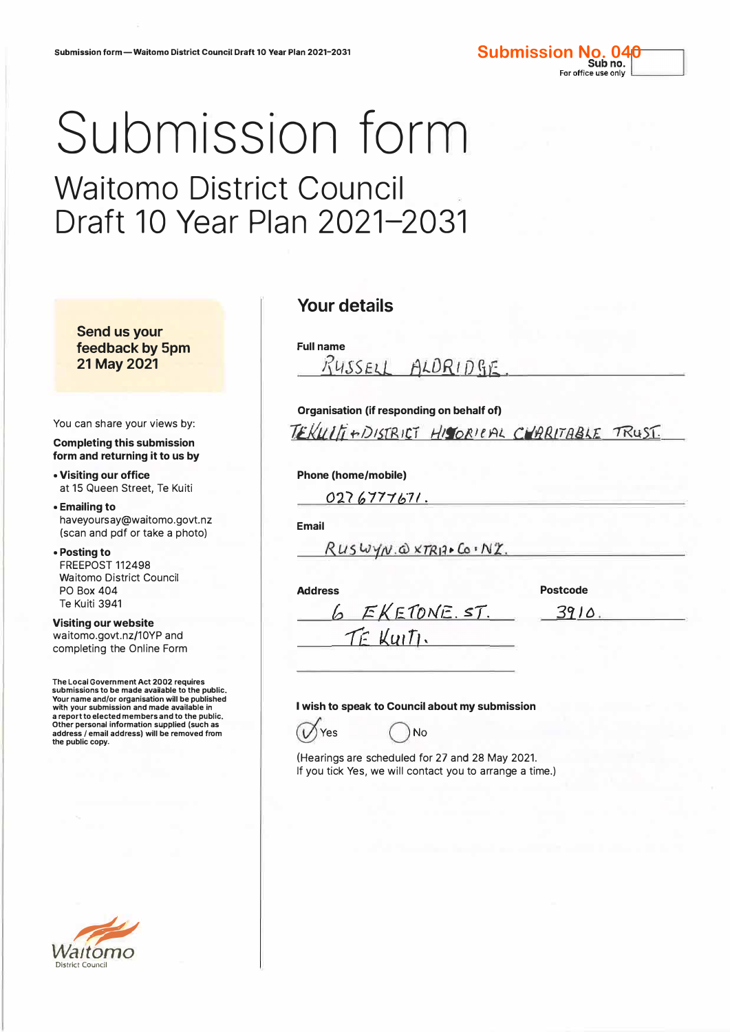Submission No. 040

Sub no.
For office use only

# Submission form

## Waitomo District Council Draft 10 Year Plan 2021–2031

**Send us your feedback by 5pm 21 May 2021**

You can share your views by:

**Completing this submission form and returning it to us by**

- **Visiting our office** at 15 Queen Street, Te Kuiti
- **Emailing to** haveyoursay@waitomo.govt.nz (scan and pdf or take a photo)
- **Posting to** FREEPOST 112498 Waitomo District Council PO Box 404 Te Kuiti 3941

**Visiting our website** waitomo.govt.nz/10YP and completing the Online Form

The Local Government Act 2002 requires submissions to be made available to the public. Your name and/or organisation will be published with your submission and made available in a report to elected members and to the public. Other personal information supplied (such as address / email address) will be removed from the public copy.

## Your details

**Full name**
RUSSELL ALDRIDGE.

**Organisation (if responding on behalf of)**
TEKUITI + DISTRICT HISTORICAL CHARITABLE TRUST.

**Phone (home/mobile)**
0276777671.

**Email**
RUSWYN.@XTRA.CO.NZ.

**Address**
6 EKETONE. ST.
TE KUITI.

**Postcode**
3910.

**I wish to speak to Council about my submission**

☑ Yes ☐ No

(Hearings are scheduled for 27 and 28 May 2021. If you tick Yes, we will contact you to arrange a time.)

Waitomo District Council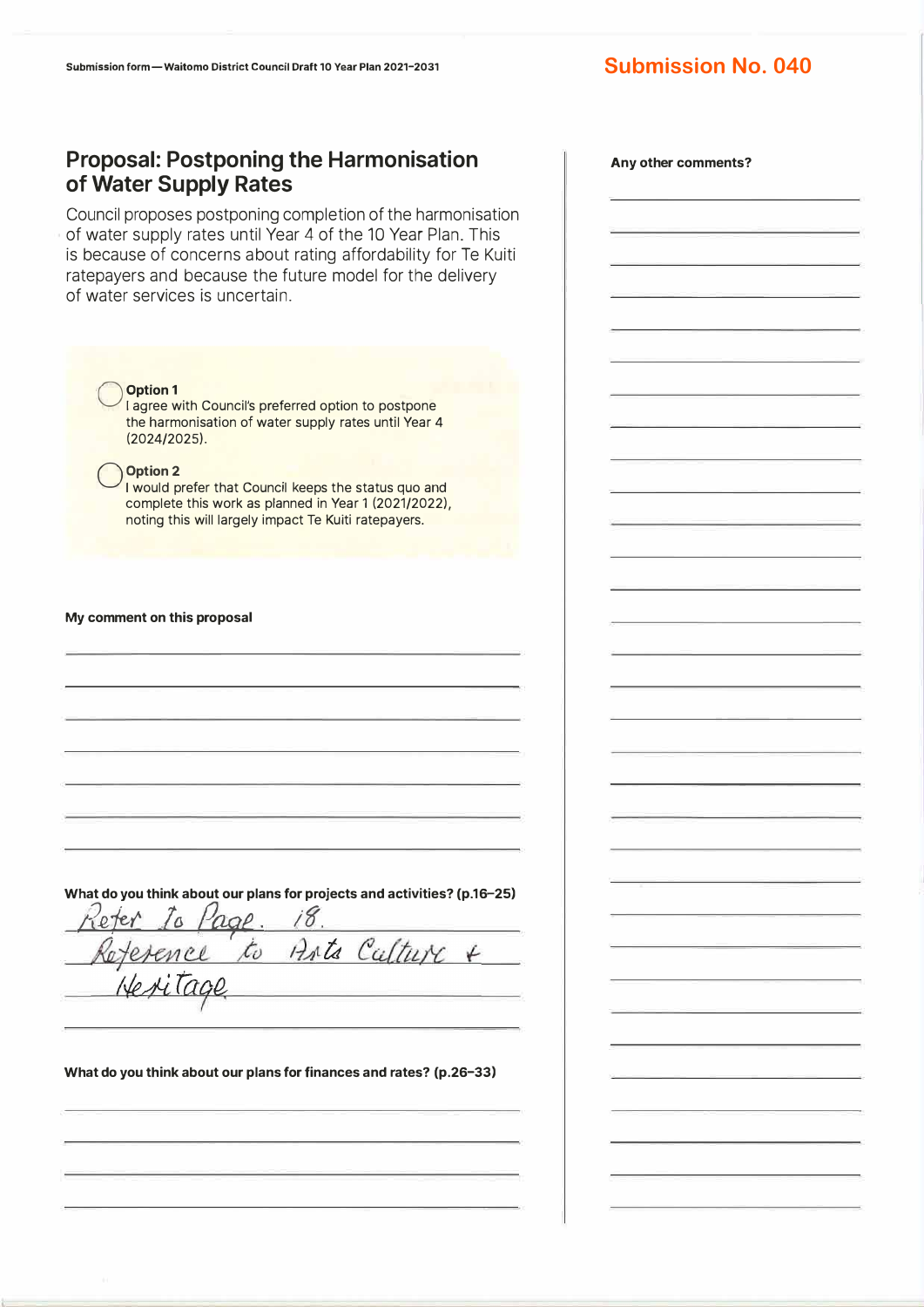Submission No. 040

## Proposal: Postponing the Harmonisation of Water Supply Rates

Council proposes postponing completion of the harmonisation of water supply rates until Year 4 of the 10 Year Plan. This is because of concerns about rating affordability for Te Kuiti ratepayers and because the future model for the delivery of water services is uncertain.

◯ **Option 1**
I agree with Council's preferred option to postpone the harmonisation of water supply rates until Year 4 (2024/2025).

◯ **Option 2**
I would prefer that Council keeps the status quo and complete this work as planned in Year 1 (2021/2022), noting this will largely impact Te Kuiti ratepayers.

**My comment on this proposal**

**What do you think about our plans for projects and activities? (p.16–25)**

Refer To Page. 18.
Reference to Arts Culture + Heritage

**What do you think about our plans for finances and rates? (p.26–33)**

**Any other comments?**